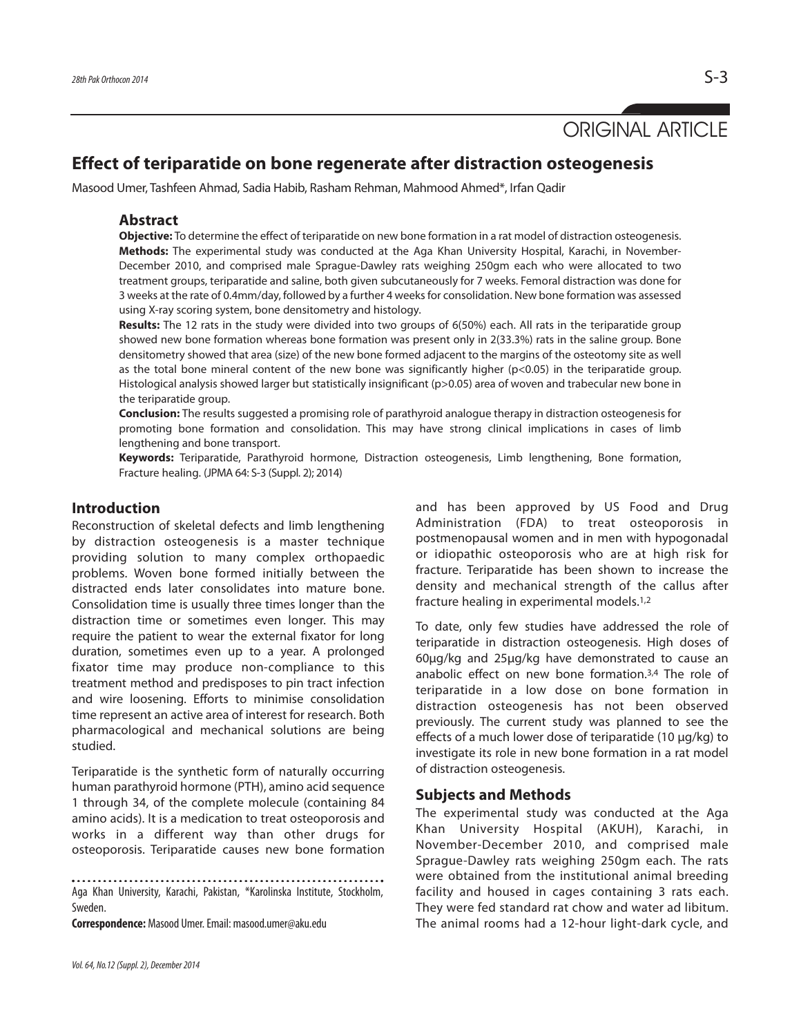ORIGINAL ARTICLE

# Effect of teriparatide on bone regenerate after distraction osteogenesis

Masood Umer, Tashfeen Ahmad, Sadia Habib, Rasham Rehman, Mahmood Ahmed*, Irfan Qadir

## Abstract

**Objective:** To determine the effect of teriparatide on new bone formation in a rat model of distraction osteogenesis.

**Methods:** The experimental study was conducted at the Aga Khan University Hospital, Karachi, in November-December 2010, and comprised male Sprague-Dawley rats weighing 250gm each who were allocated to two treatment groups, teriparatide and saline, both given subcutaneously for 7 weeks. Femoral distraction was done for 3 weeks at the rate of 0.4mm/day, followed by a further 4 weeks for consolidation. New bone formation was assessed using X-ray scoring system, bone densitometry and histology.

**Results:** The 12 rats in the study were divided into two groups of 6(50%) each. All rats in the teriparatide group showed new bone formation whereas bone formation was present only in 2(33.3%) rats in the saline group. Bone densitometry showed that area (size) of the new bone formed adjacent to the margins of the osteotomy site as well as the total bone mineral content of the new bone was significantly higher ($p<0.05$) in the teriparatide group. Histological analysis showed larger but statistically insignificant ($p>0.05$) area of woven and trabecular new bone in the teriparatide group.

**Conclusion:** The results suggested a promising role of parathyroid analogue therapy in distraction osteogenesis for promoting bone formation and consolidation. This may have strong clinical implications in cases of limb lengthening and bone transport.

**Keywords:** Teriparatide, Parathyroid hormone, Distraction osteogenesis, Limb lengthening, Bone formation, Fracture healing. (JPMA 64: S-3 (Suppl. 2); 2014)

## Introduction

Reconstruction of skeletal defects and limb lengthening by distraction osteogenesis is a master technique providing solution to many complex orthopaedic problems. Woven bone formed initially between the distracted ends later consolidates into mature bone. Consolidation time is usually three times longer than the distraction time or sometimes even longer. This may require the patient to wear the external fixator for long duration, sometimes even up to a year. A prolonged fixator time may produce non-compliance to this treatment method and predisposes to pin tract infection and wire loosening. Efforts to minimise consolidation time represent an active area of interest for research. Both pharmacological and mechanical solutions are being studied.

Teriparatide is the synthetic form of naturally occurring human parathyroid hormone (PTH), amino acid sequence 1 through 34, of the complete molecule (containing 84 amino acids). It is a medication to treat osteoporosis and works in a different way than other drugs for osteoporosis. Teriparatide causes new bone formation and has been approved by US Food and Drug Administration (FDA) to treat osteoporosis in postmenopausal women and in men with hypogonadal or idiopathic osteoporosis who are at high risk for fracture. Teriparatide has been shown to increase the density and mechanical strength of the callus after fracture healing in experimental models.[1,2]

To date, only few studies have addressed the role of teriparatide in distraction osteogenesis. High doses of 60µg/kg and 25µg/kg have demonstrated to cause an anabolic effect on new bone formation.[3,4] The role of teriparatide in a low dose on bone formation in distraction osteogenesis has not been observed previously. The current study was planned to see the effects of a much lower dose of teriparatide (10 µg/kg) to investigate its role in new bone formation in a rat model of distraction osteogenesis.

## Subjects and Methods

The experimental study was conducted at the Aga Khan University Hospital (AKUH), Karachi, in November-December 2010, and comprised male Sprague-Dawley rats weighing 250gm each. The rats were obtained from the institutional animal breeding facility and housed in cages containing 3 rats each. They were fed standard rat chow and water ad libitum. The animal rooms had a 12-hour light-dark cycle, and

Aga Khan University, Karachi, Pakistan, *Karolinska Institute, Stockholm, Sweden.

**Correspondence:** Masood Umer. Email: masood.umer@aku.edu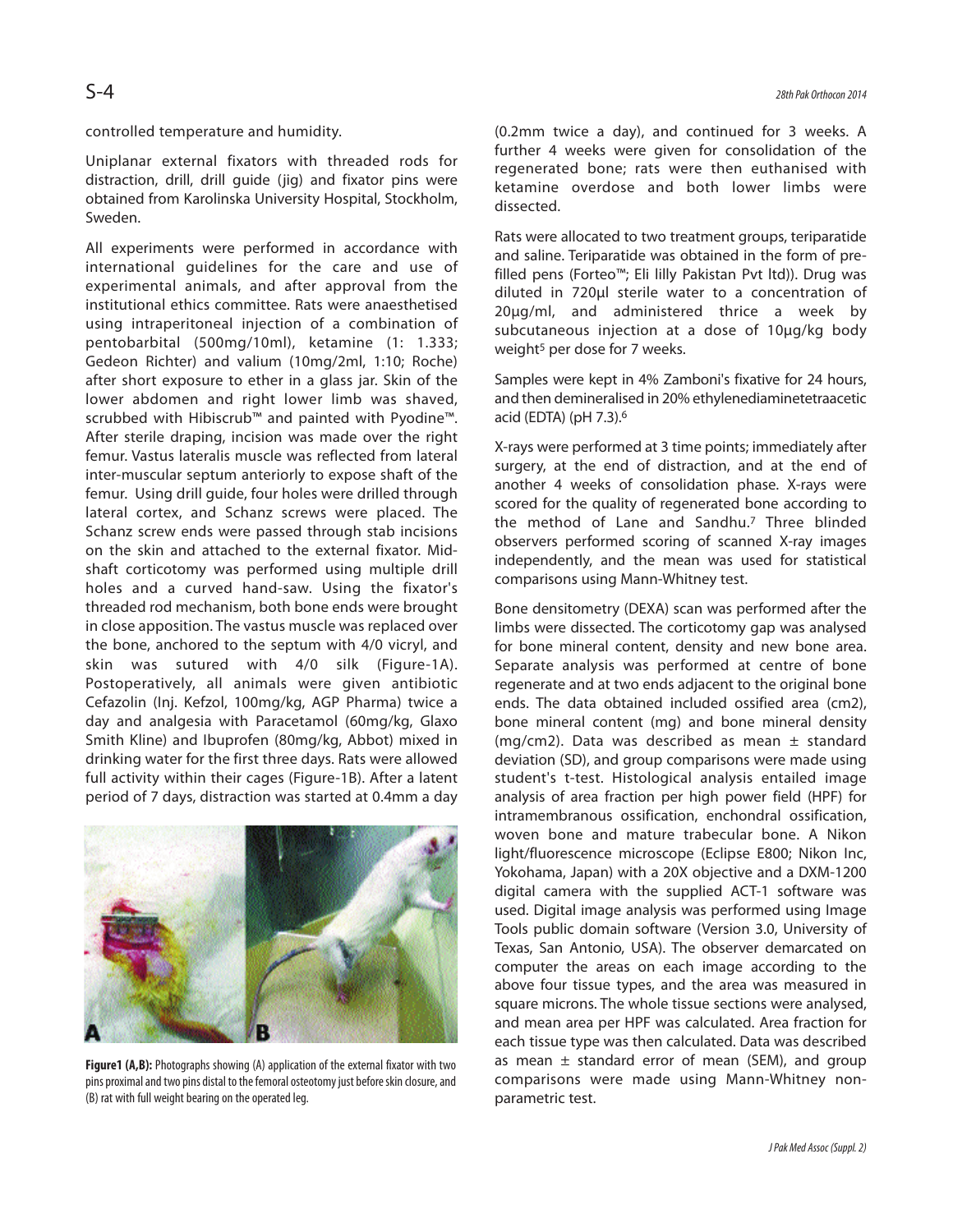controlled temperature and humidity.

Uniplanar external fixators with threaded rods for distraction, drill, drill guide (jig) and fixator pins were obtained from Karolinska University Hospital, Stockholm, Sweden.

All experiments were performed in accordance with international guidelines for the care and use of experimental animals, and after approval from the institutional ethics committee. Rats were anaesthetised using intraperitoneal injection of a combination of pentobarbital (500mg/10ml), ketamine (1: 1.333; Gedeon Richter) and valium (10mg/2ml, 1:10; Roche) after short exposure to ether in a glass jar. Skin of the lower abdomen and right lower limb was shaved, scrubbed with Hibiscrub™ and painted with Pyodine™. After sterile draping, incision was made over the right femur. Vastus lateralis muscle was reflected from lateral inter-muscular septum anteriorly to expose shaft of the femur. Using drill guide, four holes were drilled through lateral cortex, and Schanz screws were placed. The Schanz screw ends were passed through stab incisions on the skin and attached to the external fixator. Mid-shaft corticotomy was performed using multiple drill holes and a curved hand-saw. Using the fixator's threaded rod mechanism, both bone ends were brought in close apposition. The vastus muscle was replaced over the bone, anchored to the septum with 4/0 vicryl, and skin was sutured with 4/0 silk (Figure-1A). Postoperatively, all animals were given antibiotic Cefazolin (Inj. Kefzol, 100mg/kg, AGP Pharma) twice a day and analgesia with Paracetamol (60mg/kg, Glaxo Smith Kline) and Ibuprofen (80mg/kg, Abbot) mixed in drinking water for the first three days. Rats were allowed full activity within their cages (Figure-1B). After a latent period of 7 days, distraction was started at 0.4mm a day

**Figure1 (A,B):** Photographs showing (A) application of the external fixator with two pins proximal and two pins distal to the femoral osteotomy just before skin closure, and (B) rat with full weight bearing on the operated leg.

(0.2mm twice a day), and continued for 3 weeks. A further 4 weeks were given for consolidation of the regenerated bone; rats were then euthanised with ketamine overdose and both lower limbs were dissected.

Rats were allocated to two treatment groups, teriparatide and saline. Teriparatide was obtained in the form of pre-filled pens (Forteo™; Eli lilly Pakistan Pvt ltd)). Drug was diluted in 720µl sterile water to a concentration of 20µg/ml, and administered thrice a week by subcutaneous injection at a dose of 10µg/kg body weight[5] per dose for 7 weeks.

Samples were kept in 4% Zamboni's fixative for 24 hours, and then demineralised in 20% ethylenediaminetetraacetic acid (EDTA) (pH 7.3).[6]

X-rays were performed at 3 time points; immediately after surgery, at the end of distraction, and at the end of another 4 weeks of consolidation phase. X-rays were scored for the quality of regenerated bone according to the method of Lane and Sandhu.[7] Three blinded observers performed scoring of scanned X-ray images independently, and the mean was used for statistical comparisons using Mann-Whitney test.

Bone densitometry (DEXA) scan was performed after the limbs were dissected. The corticotomy gap was analysed for bone mineral content, density and new bone area. Separate analysis was performed at centre of bone regenerate and at two ends adjacent to the original bone ends. The data obtained included ossified area (cm2), bone mineral content (mg) and bone mineral density (mg/cm2). Data was described as mean ± standard deviation (SD), and group comparisons were made using student's t-test. Histological analysis entailed image analysis of area fraction per high power field (HPF) for intramembranous ossification, enchondral ossification, woven bone and mature trabecular bone. A Nikon light/fluorescence microscope (Eclipse E800; Nikon Inc, Yokohama, Japan) with a 20X objective and a DXM-1200 digital camera with the supplied ACT-1 software was used. Digital image analysis was performed using Image Tools public domain software (Version 3.0, University of Texas, San Antonio, USA). The observer demarcated on computer the areas on each image according to the above four tissue types, and the area was measured in square microns. The whole tissue sections were analysed, and mean area per HPF was calculated. Area fraction for each tissue type was then calculated. Data was described as mean ± standard error of mean (SEM), and group comparisons were made using Mann-Whitney non-parametric test.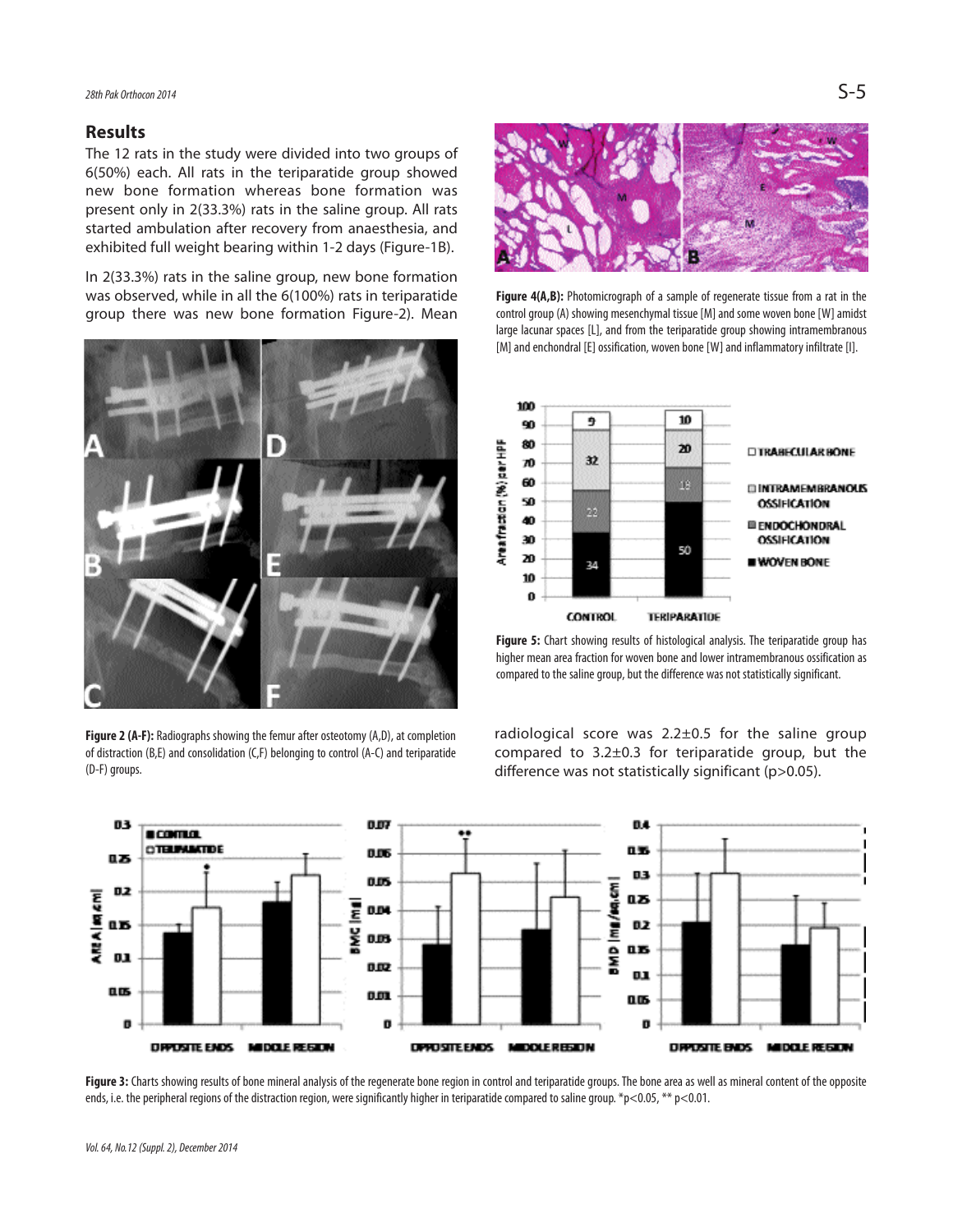## Results

The 12 rats in the study were divided into two groups of 6(50%) each. All rats in the teriparatide group showed new bone formation whereas bone formation was present only in 2(33.3%) rats in the saline group. All rats started ambulation after recovery from anaesthesia, and exhibited full weight bearing within 1-2 days (Figure-1B).

In 2(33.3%) rats in the saline group, new bone formation was observed, while in all the 6(100%) rats in teriparatide group there was new bone formation Figure-2). Mean radiological score was 2.2±0.5 for the saline group compared to 3.2±0.3 for teriparatide group, but the difference was not statistically significant (p>0.05).

**Figure 2 (A-F):** Radiographs showing the femur after osteotomy (A,D), at completion of distraction (B,E) and consolidation (C,F) belonging to control (A-C) and teriparatide (D-F) groups.

**Figure 4(A,B):** Photomicrograph of a sample of regenerate tissue from a rat in the control group (A) showing mesenchymal tissue [M] and some woven bone [W] amidst large lacunar spaces [L], and from the teriparatide group showing intramembranous [M] and enchondral [E] ossification, woven bone [W] and inflammatory infiltrate [I].

**Figure 5:** Chart showing results of histological analysis. The teriparatide group has higher mean area fraction for woven bone and lower intramembranous ossification as compared to the saline group, but the difference was not statistically significant.

**Figure 3:** Charts showing results of bone mineral analysis of the regenerate bone region in control and teriparatide groups. The bone area as well as mineral content of the opposite ends, i.e. the peripheral regions of the distraction region, were significantly higher in teriparatide compared to saline group. *p<0.05, ** p<0.01.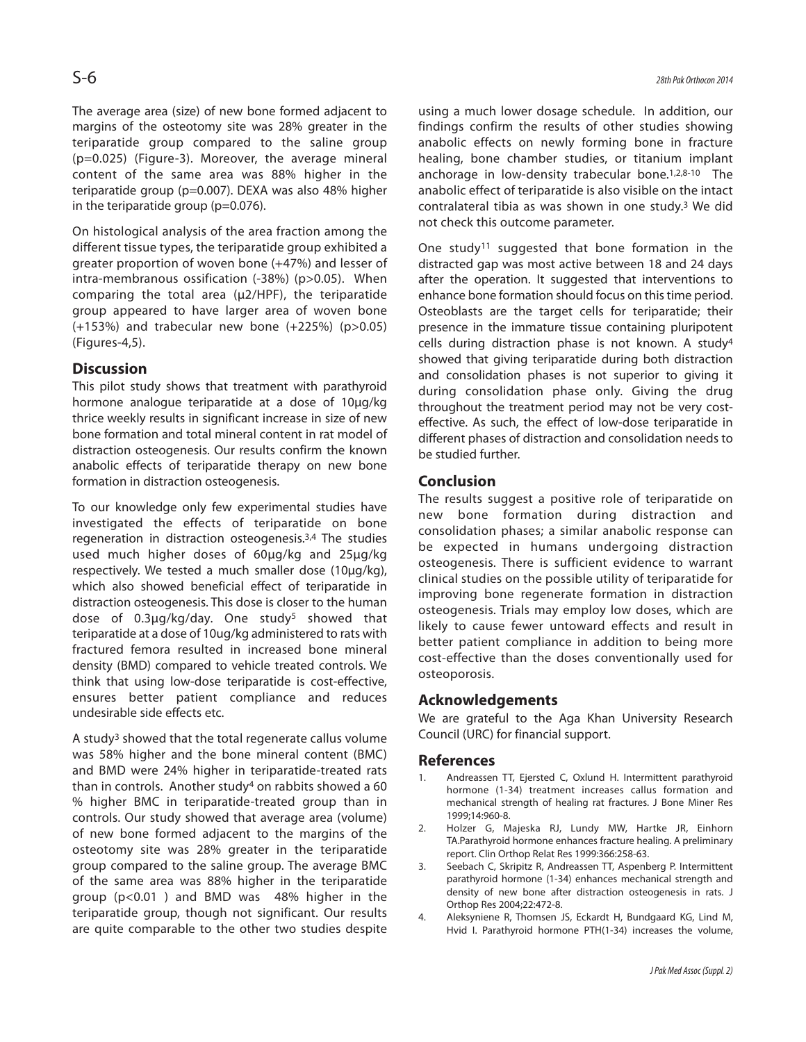The average area (size) of new bone formed adjacent to margins of the osteotomy site was 28% greater in the teriparatide group compared to the saline group ($p=0.025$) (Figure-3). Moreover, the average mineral content of the same area was 88% higher in the teriparatide group ($p=0.007$). DEXA was also 48% higher in the teriparatide group ($p=0.076$).

On histological analysis of the area fraction among the different tissue types, the teriparatide group exhibited a greater proportion of woven bone (+47%) and lesser of intra-membranous ossification (-38%) ($p>0.05$). When comparing the total area ($\mu 2$/HPF), the teriparatide group appeared to have larger area of woven bone (+153%) and trabecular new bone (+225%) ($p>0.05$) (Figures-4,5).

## Discussion

This pilot study shows that treatment with parathyroid hormone analogue teriparatide at a dose of 10µg/kg thrice weekly results in significant increase in size of new bone formation and total mineral content in rat model of distraction osteogenesis. Our results confirm the known anabolic effects of teriparatide therapy on new bone formation in distraction osteogenesis.

To our knowledge only few experimental studies have investigated the effects of teriparatide on bone regeneration in distraction osteogenesis.[3,4] The studies used much higher doses of 60µg/kg and 25µg/kg respectively. We tested a much smaller dose (10µg/kg), which also showed beneficial effect of teriparatide in distraction osteogenesis. This dose is closer to the human dose of 0.3µg/kg/day. One study[5] showed that teriparatide at a dose of 10ug/kg administered to rats with fractured femora resulted in increased bone mineral density (BMD) compared to vehicle treated controls. We think that using low-dose teriparatide is cost-effective, ensures better patient compliance and reduces undesirable side effects etc.

A study[3] showed that the total regenerate callus volume was 58% higher and the bone mineral content (BMC) and BMD were 24% higher in teriparatide-treated rats than in controls. Another study[4] on rabbits showed a 60 % higher BMC in teriparatide-treated group than in controls. Our study showed that average area (volume) of new bone formed adjacent to the margins of the osteotomy site was 28% greater in the teriparatide group compared to the saline group. The average BMC of the same area was 88% higher in the teriparatide group ($p<0.01$) and BMD was 48% higher in the teriparatide group, though not significant. Our results are quite comparable to the other two studies despite using a much lower dosage schedule. In addition, our findings confirm the results of other studies showing anabolic effects on newly forming bone in fracture healing, bone chamber studies, or titanium implant anchorage in low-density trabecular bone.[1,2,8-10] The anabolic effect of teriparatide is also visible on the intact contralateral tibia as was shown in one study.[3] We did not check this outcome parameter.

One study[11] suggested that bone formation in the distracted gap was most active between 18 and 24 days after the operation. It suggested that interventions to enhance bone formation should focus on this time period. Osteoblasts are the target cells for teriparatide; their presence in the immature tissue containing pluripotent cells during distraction phase is not known. A study[4] showed that giving teriparatide during both distraction and consolidation phases is not superior to giving it during consolidation phase only. Giving the drug throughout the treatment period may not be very cost-effective. As such, the effect of low-dose teriparatide in different phases of distraction and consolidation needs to be studied further.

## Conclusion

The results suggest a positive role of teriparatide on new bone formation during distraction and consolidation phases; a similar anabolic response can be expected in humans undergoing distraction osteogenesis. There is sufficient evidence to warrant clinical studies on the possible utility of teriparatide for improving bone regenerate formation in distraction osteogenesis. Trials may employ low doses, which are likely to cause fewer untoward effects and result in better patient compliance in addition to being more cost-effective than the doses conventionally used for osteoporosis.

## Acknowledgements

We are grateful to the Aga Khan University Research Council (URC) for financial support.

## References

1. Andreassen TT, Ejersted C, Oxlund H. Intermittent parathyroid hormone (1-34) treatment increases callus formation and mechanical strength of healing rat fractures. J Bone Miner Res 1999;14:960-8.
2. Holzer G, Majeska RJ, Lundy MW, Hartke JR, Einhorn TA.Parathyroid hormone enhances fracture healing. A preliminary report. Clin Orthop Relat Res 1999:366:258-63.
3. Seebach C, Skripitz R, Andreassen TT, Aspenberg P. Intermittent parathyroid hormone (1-34) enhances mechanical strength and density of new bone after distraction osteogenesis in rats. J Orthop Res 2004;22:472-8.
4. Aleksyniene R, Thomsen JS, Eckardt H, Bundgaard KG, Lind M, Hvid I. Parathyroid hormone PTH(1-34) increases the volume,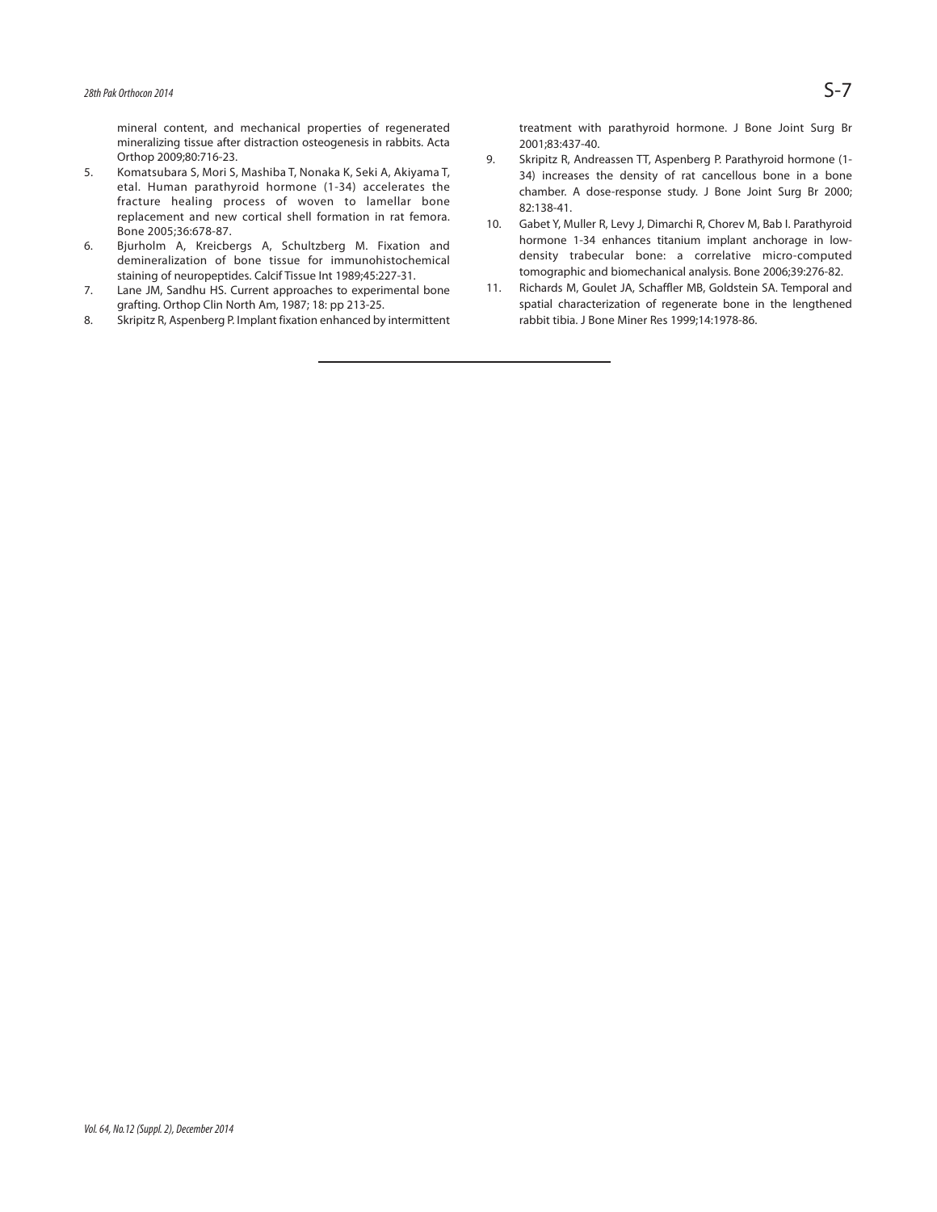mineral content, and mechanical properties of regenerated mineralizing tissue after distraction osteogenesis in rabbits. Acta Orthop 2009;80:716-23.

5. Komatsubara S, Mori S, Mashiba T, Nonaka K, Seki A, Akiyama T, etal. Human parathyroid hormone (1-34) accelerates the fracture healing process of woven to lamellar bone replacement and new cortical shell formation in rat femora. Bone 2005;36:678-87.
6. Bjurholm A, Kreicbergs A, Schultzberg M. Fixation and demineralization of bone tissue for immunohistochemical staining of neuropeptides. Calcif Tissue Int 1989;45:227-31.
7. Lane JM, Sandhu HS. Current approaches to experimental bone grafting. Orthop Clin North Am, 1987; 18: pp 213-25.
8. Skripitz R, Aspenberg P. Implant fixation enhanced by intermittent treatment with parathyroid hormone. J Bone Joint Surg Br 2001;83:437-40.
9. Skripitz R, Andreassen TT, Aspenberg P. Parathyroid hormone (1-34) increases the density of rat cancellous bone in a bone chamber. A dose-response study. J Bone Joint Surg Br 2000; 82:138-41.
10. Gabet Y, Muller R, Levy J, Dimarchi R, Chorev M, Bab I. Parathyroid hormone 1-34 enhances titanium implant anchorage in low-density trabecular bone: a correlative micro-computed tomographic and biomechanical analysis. Bone 2006;39:276-82.
11. Richards M, Goulet JA, Schaffler MB, Goldstein SA. Temporal and spatial characterization of regenerate bone in the lengthened rabbit tibia. J Bone Miner Res 1999;14:1978-86.